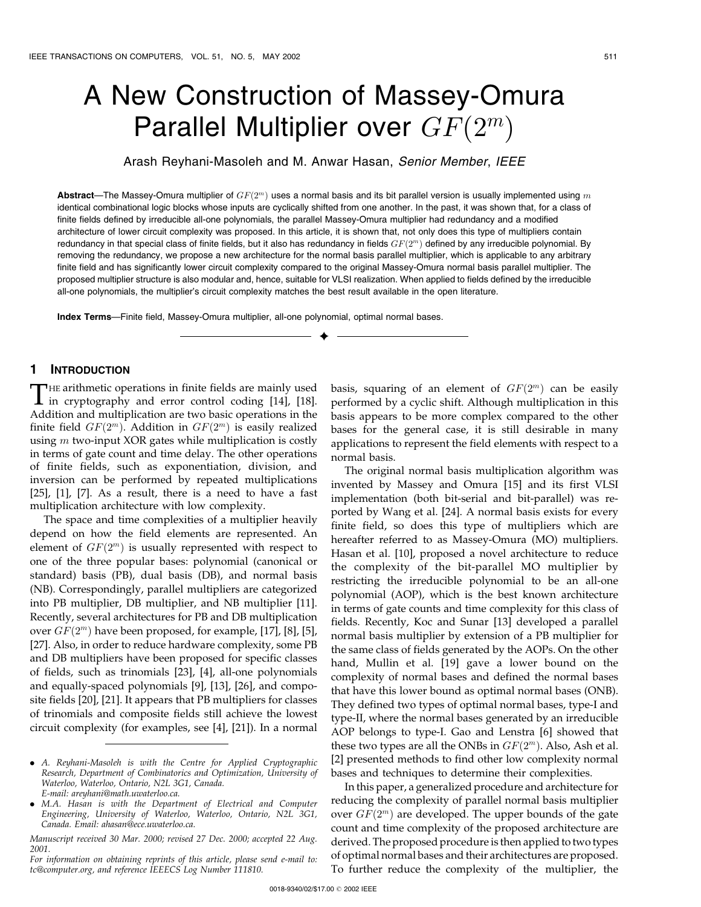# A New Construction of Massey-Omura Parallel Multiplier over $GF(2^m)$

Arash Reyhani-Masoleh and M. Anwar Hasan, *Senior Member*, *IEEE*

**Abstract**—The Massey-Omura multiplier of $GF(2^m)$ uses a normal basis and its bit parallel version is usually implemented using $m$ identical combinational logic blocks whose inputs are cyclically shifted from one another. In the past, it was shown that, for a class of finite fields defined by irreducible all-one polynomials, the parallel Massey-Omura multiplier had redundancy and a modified architecture of lower circuit complexity was proposed. In this article, it is shown that, not only does this type of multipliers contain redundancy in that special class of finite fields, but it also has redundancy in fields $GF(2^m)$ defined by any irreducible polynomial. By removing the redundancy, we propose a new architecture for the normal basis parallel multiplier, which is applicable to any arbitrary finite field and has significantly lower circuit complexity compared to the original Massey-Omura normal basis parallel multiplier. The proposed multiplier structure is also modular and, hence, suitable for VLSI realization. When applied to fields defined by the irreducible all-one polynomials, the multiplier's circuit complexity matches the best result available in the open literature.

**Index Terms**—Finite field, Massey-Omura multiplier, all-one polynomial, optimal normal bases.

## 1 Introduction

The arithmetic operations in finite fields are mainly used in cryptography and error control coding [14], [18]. Addition and multiplication are two basic operations in the finite field $GF(2^m)$. Addition in $GF(2^m)$ is easily realized using $m$ two-input XOR gates while multiplication is costly in terms of gate count and time delay. The other operations of finite fields, such as exponentiation, division, and inversion can be performed by repeated multiplications [25], [1], [7]. As a result, there is a need to have a fast multiplication architecture with low complexity.

The space and time complexities of a multiplier heavily depend on how the field elements are represented. An element of $GF(2^m)$ is usually represented with respect to one of the three popular bases: polynomial (canonical or standard) basis (PB), dual basis (DB), and normal basis (NB). Correspondingly, parallel multipliers are categorized into PB multiplier, DB multiplier, and NB multiplier [11]. Recently, several architectures for PB and DB multiplication over $GF(2^m)$ have been proposed, for example, [17], [8], [5], [27]. Also, in order to reduce hardware complexity, some PB and DB multipliers have been proposed for specific classes of fields, such as trinomials [23], [4], all-one polynomials and equally-spaced polynomials [9], [13], [26], and composite fields [20], [21]. It appears that PB multipliers for classes of trinomials and composite fields still achieve the lowest circuit complexity (for examples, see [4], [21]). In a normal basis, squaring of an element of $GF(2^m)$ can be easily performed by a cyclic shift. Although multiplication in this basis appears to be more complex compared to the other bases for the general case, it is still desirable in many applications to represent the field elements with respect to a normal basis.

The original normal basis multiplication algorithm was invented by Massey and Omura [15] and its first VLSI implementation (both bit-serial and bit-parallel) was reported by Wang et al. [24]. A normal basis exists for every finite field, so does this type of multipliers which are hereafter referred to as Massey-Omura (MO) multipliers. Hasan et al. [10], proposed a novel architecture to reduce the complexity of the bit-parallel MO multiplier by restricting the irreducible polynomial to be an all-one polynomial (AOP), which is the best known architecture in terms of gate counts and time complexity for this class of fields. Recently, Koc and Sunar [13] developed a parallel normal basis multiplier by extension of a PB multiplier for the same class of fields generated by the AOPs. On the other hand, Mullin et al. [19] gave a lower bound on the complexity of normal bases and defined the normal bases that have this lower bound as optimal normal bases (ONB). They defined two types of optimal normal bases, type-I and type-II, where the normal bases generated by an irreducible AOP belongs to type-I. Gao and Lenstra [6] showed that these two types are all the ONBs in $GF(2^m)$. Also, Ash et al. [2] presented methods to find other low complexity normal bases and techniques to determine their complexities.

In this paper, a generalized procedure and architecture for reducing the complexity of parallel normal basis multiplier over $GF(2^m)$ are developed. The upper bounds of the gate count and time complexity of the proposed architecture are derived. The proposed procedure is then applied to two types of optimal normal bases and their architectures are proposed. To further reduce the complexity of the multiplier, the

- A. Reyhani-Masoleh is with the Centre for Applied Cryptographic Research, Department of Combinatorics and Optimization, University of Waterloo, Waterloo, Ontario, N2L 3G1, Canada. E-mail: areyhani@math.uwaterloo.ca.
- M.A. Hasan is with the Department of Electrical and Computer Engineering, University of Waterloo, Waterloo, Ontario, N2L 3G1, Canada. Email: ahasan@ece.uwaterloo.ca.

Manuscript received 30 Mar. 2000; revised 27 Dec. 2000; accepted 22 Aug. 2001.

For information on obtaining reprints of this article, please send e-mail to: tc@computer.org, and reference IEEECS Log Number 111810.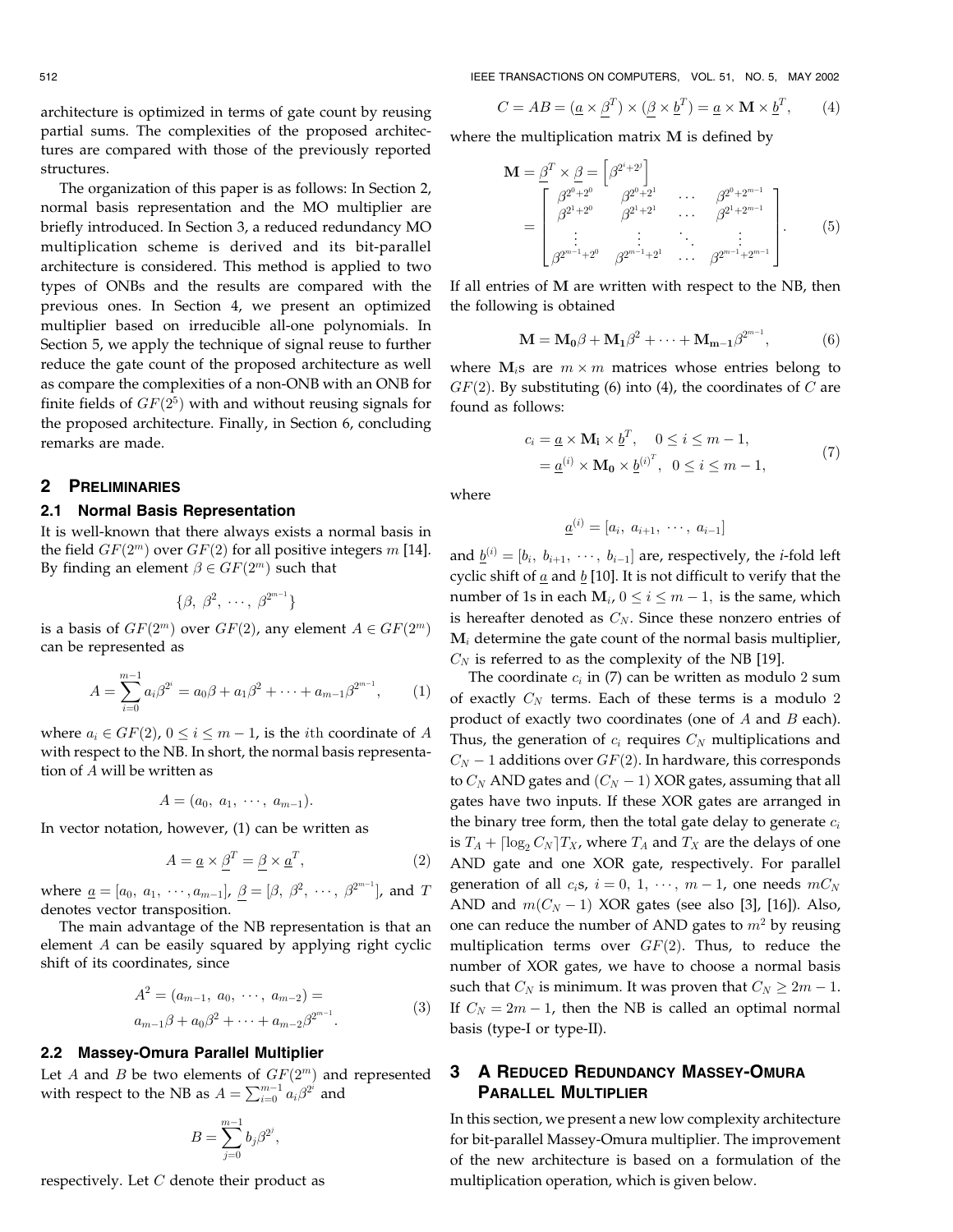architecture is optimized in terms of gate count by reusing partial sums. The complexities of the proposed architectures are compared with those of the previously reported structures.

The organization of this paper is as follows: In Section 2, normal basis representation and the MO multiplier are briefly introduced. In Section 3, a reduced redundancy MO multiplication scheme is derived and its bit-parallel architecture is considered. This method is applied to two types of ONBs and the results are compared with the previous ones. In Section 4, we present an optimized multiplier based on irreducible all-one polynomials. In Section 5, we apply the technique of signal reuse to further reduce the gate count of the proposed architecture as well as compare the complexities of a non-ONB with an ONB for finite fields of $GF(2^5)$ with and without reusing signals for the proposed architecture. Finally, in Section 6, concluding remarks are made.

## 2 Preliminaries

### 2.1 Normal Basis Representation

It is well-known that there always exists a normal basis in the field $GF(2^m)$ over $GF(2)$ for all positive integers $m$ [14]. By finding an element $\beta \in GF(2^m)$ such that

$$\{\beta,\ \beta^2,\ \cdots,\ \beta^{2^{m-1}}\}$$

is a basis of $GF(2^m)$ over $GF(2)$, any element $A \in GF(2^m)$ can be represented as

$$A = \sum_{i=0}^{m-1} a_i \beta^{2^i} = a_0\beta + a_1\beta^2 + \cdots + a_{m-1}\beta^{2^{m-1}}, \qquad (1)$$

where $a_i \in GF(2)$, $0 \le i \le m-1$, is the $i$th coordinate of $A$ with respect to the NB. In short, the normal basis representation of $A$ will be written as

$$A = (a_0,\ a_1,\ \cdots,\ a_{m-1}).$$

In vector notation, however, (1) can be written as

$$A = \underline{a} \times \underline{\beta}^T = \underline{\beta} \times \underline{a}^T, \qquad (2)$$

where $\underline{a} = [a_0,\ a_1,\ \cdots, a_{m-1}]$, $\underline{\beta} = [\beta,\ \beta^2,\ \cdots,\ \beta^{2^{m-1}}]$, and $T$ denotes vector transposition.

The main advantage of the NB representation is that an element $A$ can be easily squared by applying right cyclic shift of its coordinates, since

$$\begin{aligned} A^2 &= (a_{m-1},\ a_0,\ \cdots,\ a_{m-2}) = \\ &a_{m-1}\beta + a_0\beta^2 + \cdots + a_{m-2}\beta^{2^{m-1}}. \end{aligned} \qquad (3)$$

### 2.2 Massey-Omura Parallel Multiplier

Let $A$ and $B$ be two elements of $GF(2^m)$ and represented with respect to the NB as $A = \sum_{i=0}^{m-1} a_i \beta^{2^i}$ and

$$B = \sum_{j=0}^{m-1} b_j \beta^{2^j},$$

respectively. Let $C$ denote their product as

$$C = AB = (\underline{a} \times \underline{\beta}^T) \times (\underline{\beta} \times \underline{b}^T) = \underline{a} \times \mathbf{M} \times \underline{b}^T, \qquad (4)$$

where the multiplication matrix $\mathbf{M}$ is defined by

$$\mathbf{M} = \underline{\beta}^T \times \underline{\beta} = \left[\beta^{2^i+2^j}\right] = \begin{bmatrix} \beta^{2^0+2^0} & \beta^{2^0+2^1} & \cdots & \beta^{2^0+2^{m-1}} \\ \beta^{2^1+2^0} & \beta^{2^1+2^1} & \cdots & \beta^{2^1+2^{m-1}} \\ \vdots & \vdots & \ddots & \vdots \\ \beta^{2^{m-1}+2^0} & \beta^{2^{m-1}+2^1} & \cdots & \beta^{2^{m-1}+2^{m-1}} \end{bmatrix}. \qquad (5)$$

If all entries of $\mathbf{M}$ are written with respect to the NB, then the following is obtained

$$\mathbf{M} = \mathbf{M_0}\beta + \mathbf{M_1}\beta^2 + \cdots + \mathbf{M_{m-1}}\beta^{2^{m-1}}, \qquad (6)$$

where $\mathbf{M}_i$s are $m \times m$ matrices whose entries belong to $GF(2)$. By substituting (6) into (4), the coordinates of $C$ are found as follows:

$$\begin{aligned} c_i &= \underline{a} \times \mathbf{M_i} \times \underline{b}^T, \quad 0 \le i \le m-1, \\ &= \underline{a}^{(i)} \times \mathbf{M_0} \times \underline{b}^{(i)^T}, \quad 0 \le i \le m-1, \end{aligned} \qquad (7)$$

where

$$\underline{a}^{(i)} = [a_i,\ a_{i+1},\ \cdots,\ a_{i-1}]$$

and $\underline{b}^{(i)} = [b_i,\ b_{i+1},\ \cdots,\ b_{i-1}]$ are, respectively, the $i$-fold left cyclic shift of $\underline{a}$ and $\underline{b}$ [10]. It is not difficult to verify that the number of 1s in each $\mathbf{M}_i$, $0 \le i \le m-1$, is the same, which is hereafter denoted as $C_N$. Since these nonzero entries of $\mathbf{M}_i$ determine the gate count of the normal basis multiplier, $C_N$ is referred to as the complexity of the NB [19].

The coordinate $c_i$ in (7) can be written as modulo 2 sum of exactly $C_N$ terms. Each of these terms is a modulo 2 product of exactly two coordinates (one of $A$ and $B$ each). Thus, the generation of $c_i$ requires $C_N$ multiplications and $C_N - 1$ additions over $GF(2)$. In hardware, this corresponds to $C_N$ AND gates and $(C_N - 1)$ XOR gates, assuming that all gates have two inputs. If these XOR gates are arranged in the binary tree form, then the total gate delay to generate $c_i$ is $T_A + \lceil \log_2 C_N \rceil T_X$, where $T_A$ and $T_X$ are the delays of one AND gate and one XOR gate, respectively. For parallel generation of all $c_i$s, $i = 0,\ 1,\ \cdots,\ m-1$, one needs $mC_N$ AND and $m(C_N - 1)$ XOR gates (see also [3], [16]). Also, one can reduce the number of AND gates to $m^2$ by reusing multiplication terms over $GF(2)$. Thus, to reduce the number of XOR gates, we have to choose a normal basis such that $C_N$ is minimum. It was proven that $C_N \ge 2m - 1$. If $C_N = 2m - 1$, then the NB is called an optimal normal basis (type-I or type-II).

## 3 A Reduced Redundancy Massey-Omura Parallel Multiplier

In this section, we present a new low complexity architecture for bit-parallel Massey-Omura multiplier. The improvement of the new architecture is based on a formulation of the multiplication operation, which is given below.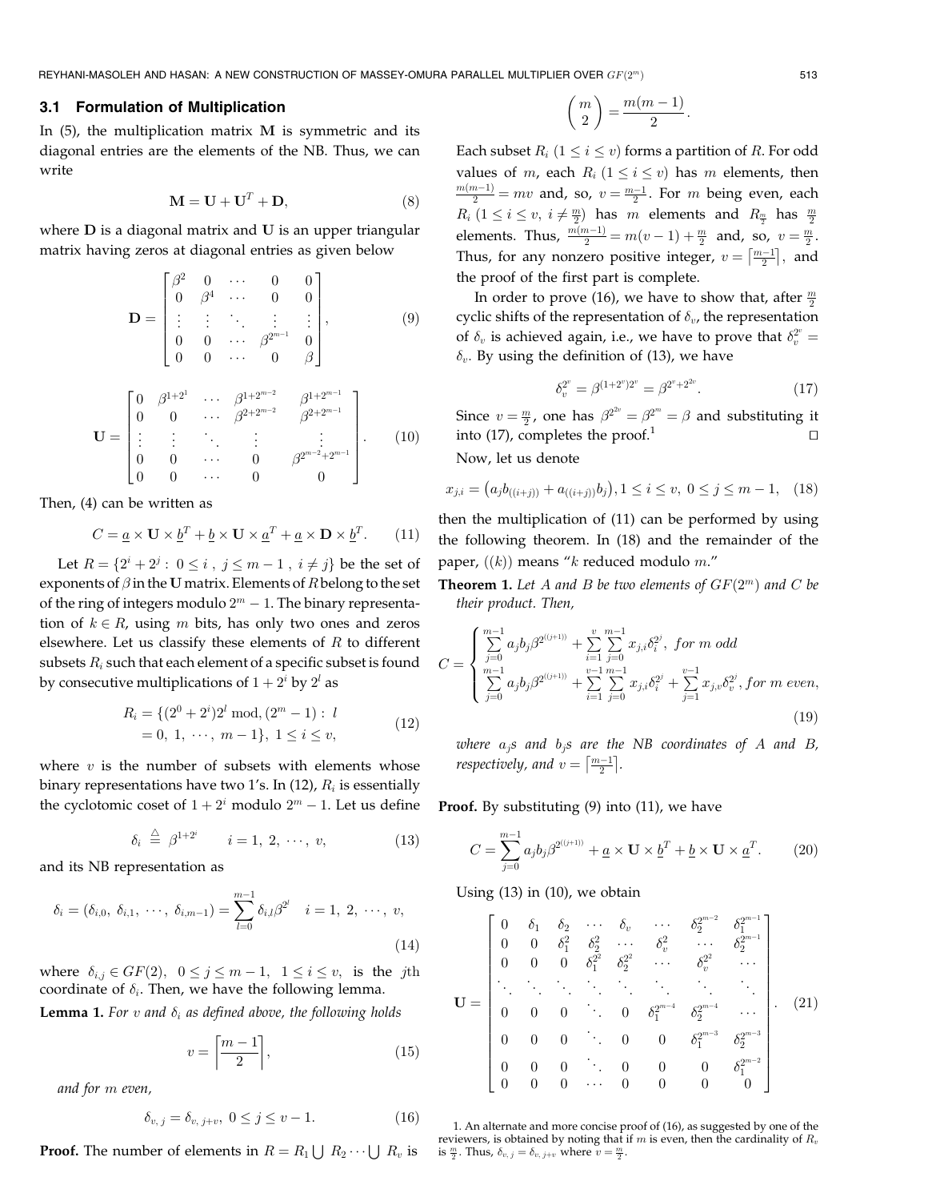### 3.1 Formulation of Multiplication

In (5), the multiplication matrix $\mathbf{M}$ is symmetric and its diagonal entries are the elements of the NB. Thus, we can write

$$\mathbf{M} = \mathbf{U} + \mathbf{U}^T + \mathbf{D}, \tag{8}$$

where $\mathbf{D}$ is a diagonal matrix and $\mathbf{U}$ is an upper triangular matrix having zeros at diagonal entries as given below

$$\mathbf{D} = \begin{bmatrix} \beta^2 & 0 & \cdots & 0 & 0 \\ 0 & \beta^4 & \cdots & 0 & 0 \\ \vdots & \vdots & \ddots & \vdots & \vdots \\ 0 & 0 & \cdots & \beta^{2^{m-1}} & 0 \\ 0 & 0 & \cdots & 0 & \beta \end{bmatrix}, \tag{9}$$

$$\mathbf{U} = \begin{bmatrix} 0 & \beta^{1+2^1} & \cdots & \beta^{1+2^{m-2}} & \beta^{1+2^{m-1}} \\ 0 & 0 & \cdots & \beta^{2+2^{m-2}} & \beta^{2+2^{m-1}} \\ \vdots & \vdots & \ddots & \vdots & \vdots \\ 0 & 0 & \cdots & 0 & \beta^{2^{m-2}+2^{m-1}} \\ 0 & 0 & \cdots & 0 & 0 \end{bmatrix}. \tag{10}$$

Then, (4) can be written as

$$C = \underline{a} \times \mathbf{U} \times \underline{b}^T + \underline{b} \times \mathbf{U} \times \underline{a}^T + \underline{a} \times \mathbf{D} \times \underline{b}^T. \tag{11}$$

Let $R = \{2^i + 2^j : \ 0 \leq i \ , \ j \leq m-1 \ , \ i \neq j\}$ be the set of exponents of $\beta$ in the $\mathbf{U}$ matrix. Elements of $R$ belong to the set of the ring of integers modulo $2^m - 1$. The binary representation of $k \in R$, using $m$ bits, has only two ones and zeros elsewhere. Let us classify these elements of $R$ to different subsets $R_i$ such that each element of a specific subset is found by consecutive multiplications of $1 + 2^i$ by $2^l$ as

$$R_i = \{(2^0 + 2^i)2^l \bmod, (2^m - 1) : \ l = 0, \ 1, \ \cdots, \ m-1\}, \ 1 \leq i \leq v, \tag{12}$$

where $v$ is the number of subsets with elements whose binary representations have two 1's. In (12), $R_i$ is essentially the cyclotomic coset of $1 + 2^i$ modulo $2^m - 1$. Let us define

$$\delta_i \stackrel{\triangle}{=} \beta^{1+2^i} \qquad i = 1, \ 2, \ \cdots, \ v, \tag{13}$$

and its NB representation as

$$\delta_i = (\delta_{i,0}, \ \delta_{i,1}, \ \cdots, \ \delta_{i,m-1}) = \sum_{l=0}^{m-1} \delta_{i,l} \beta^{2^l} \quad i = 1, \ 2, \ \cdots, \ v, \tag{14}$$

where $\delta_{i,j} \in GF(2)$, $0 \leq j \leq m-1$, $1 \leq i \leq v$, is the $j$th coordinate of $\delta_i$. Then, we have the following lemma.

**Lemma 1.** *For $v$ and $\delta_i$ as defined above, the following holds*

$$v = \left\lceil \frac{m-1}{2} \right\rceil, \tag{15}$$

*and for $m$ even,*

$$\delta_{v, \ j} = \delta_{v, \ j+v}, \ 0 \leq j \leq v-1. \tag{16}$$

**Proof.** The number of elements in $R = R_1 \bigcup \ R_2 \cdots \bigcup \ R_v$ is

$$\binom{m}{2} = \frac{m(m-1)}{2}.$$

Each subset $R_i$ $(1 \leq i \leq v)$ forms a partition of $R$. For odd values of $m$, each $R_i$ $(1 \leq i \leq v)$ has $m$ elements, then $\frac{m(m-1)}{2} = mv$ and, so, $v = \frac{m-1}{2}$. For $m$ being even, each $R_i$ $(1 \leq i \leq v, \ i \neq \frac{m}{2})$ has $m$ elements and $R_{\frac{m}{2}}$ has $\frac{m}{2}$ elements. Thus, $\frac{m(m-1)}{2} = m(v-1) + \frac{m}{2}$ and, so, $v = \frac{m}{2}$. Thus, for any nonzero positive integer, $v = \left\lceil \frac{m-1}{2} \right\rceil$, and the proof of the first part is complete.

In order to prove (16), we have to show that, after $\frac{m}{2}$ cyclic shifts of the representation of $\delta_v$, the representation of $\delta_v$ is achieved again, i.e., we have to prove that $\delta_v^{2^v} = \delta_v$. By using the definition of (13), we have

$$\delta_v^{2^v} = \beta^{(1+2^v)2^v} = \beta^{2^v + 2^{2v}}. \tag{17}$$

Since $v = \frac{m}{2}$, one has $\beta^{2^{2v}} = \beta^{2^m} = \beta$ and substituting it into (17), completes the proof.[1] $\square$

Now, let us denote

$$x_{j,i} = \left(a_j b_{((i+j))} + a_{((i+j))} b_j\right), 1 \leq i \leq v, \ 0 \leq j \leq m-1, \tag{18}$$

then the multiplication of (11) can be performed by using the following theorem. In (18) and the remainder of the paper, $((k))$ means "$k$ reduced modulo $m$."

**Theorem 1.** *Let $A$ and $B$ be two elements of $GF(2^m)$ and $C$ be their product. Then,*

$$C = \begin{cases} \sum_{j=0}^{m-1} a_j b_j \beta^{2^{((j+1))}} + \sum_{i=1}^{v} \sum_{j=0}^{m-1} x_{j,i} \delta_i^{2^j}, \ for \ m \ odd \\ \sum_{j=0}^{m-1} a_j b_j \beta^{2^{((j+1))}} + \sum_{i=1}^{v-1} \sum_{j=0}^{m-1} x_{j,i} \delta_i^{2^j} + \sum_{j=1}^{v-1} x_{j,v} \delta_v^{2^j}, for \ m \ even, \end{cases} \tag{19}$$

*where $a_j$s and $b_j$s are the NB coordinates of $A$ and $B$, respectively, and $v = \left\lceil \frac{m-1}{2} \right\rceil$.*

**Proof.** By substituting (9) into (11), we have

$$C = \sum_{j=0}^{m-1} a_j b_j \beta^{2^{((j+1))}} + \underline{a} \times \mathbf{U} \times \underline{b}^T + \underline{b} \times \mathbf{U} \times \underline{a}^T. \tag{20}$$

Using (13) in (10), we obtain

$$\mathbf{U} = \begin{bmatrix} 0 & \delta_1 & \delta_2 & \cdots & \delta_v & \cdots & \delta_2^{2^{m-2}} & \delta_1^{2^{m-1}} \\ 0 & 0 & \delta_1^2 & \delta_2^2 & \cdots & \delta_v^2 & \cdots & \delta_2^{2^{m-1}} \\ 0 & 0 & 0 & \delta_1^{2^2} & \delta_2^{2^2} & \cdots & \delta_v^{2^2} & \cdots \\ \ddots & \ddots & \ddots & \ddots & \ddots & \ddots & \ddots & \ddots \\ 0 & 0 & 0 & \ddots & 0 & \delta_1^{2^{m-4}} & \delta_2^{2^{m-4}} & \cdots \\ 0 & 0 & 0 & \ddots & 0 & 0 & \delta_1^{2^{m-3}} & \delta_2^{2^{m-3}} \\ 0 & 0 & 0 & \ddots & 0 & 0 & 0 & \delta_1^{2^{m-2}} \\ 0 & 0 & 0 & \cdots & 0 & 0 & 0 & 0 \end{bmatrix}. \tag{21}$$

---

1. An alternate and more concise proof of (16), as suggested by one of the reviewers, is obtained by noting that if $m$ is even, then the cardinality of $R_v$ is $\frac{m}{2}$. Thus, $\delta_{v, \ j} = \delta_{v, \ j+v}$ where $v = \frac{m}{2}$.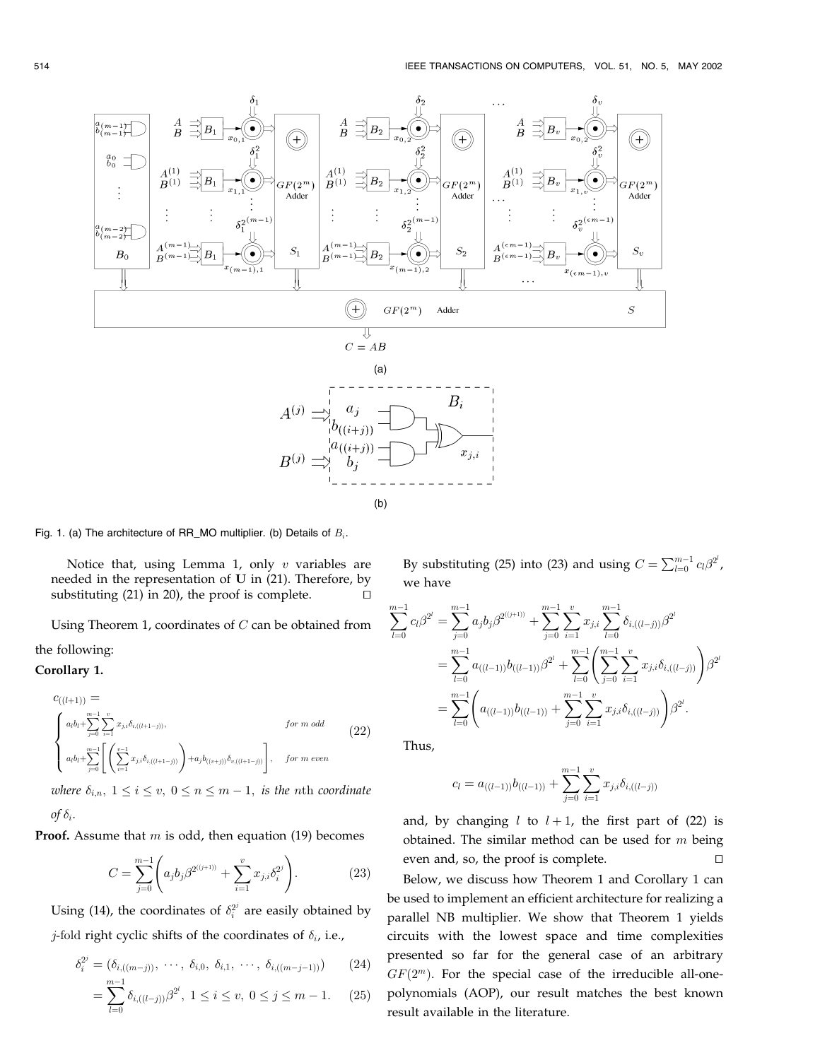Fig. 1. (a) The architecture of RR_MO multiplier. (b) Details of $B_i$.

Notice that, using Lemma 1, only $v$ variables are needed in the representation of **U** in (21). Therefore, by substituting (21) in 20), the proof is complete. $\square$

Using Theorem 1, coordinates of $C$ can be obtained from the following:

**Corollary 1.**

$$
c_{((l+1))} =
\begin{cases}
a_l b_l + \sum_{j=0}^{m-1} \sum_{i=1}^{v} x_{j,i} \delta_{i,((l+1-j))}, & \text{for } m \text{ odd} \\
a_l b_l + \sum_{j=0}^{m-1} \left[ \left( \sum_{i=1}^{v-1} x_{j,i} \delta_{i,((l+1-j))} \right) + a_j b_{((v+j))} \delta_{v,((l+1-j))} \right], & \text{for } m \text{ even}
\end{cases}
\tag{22}
$$

*where* $\delta_{i,n}$, $1 \le i \le v$, $0 \le n \le m-1$, *is the* $n$th *coordinate of* $\delta_i$.

**Proof.** Assume that $m$ is odd, then equation (19) becomes

$$
C = \sum_{j=0}^{m-1} \left( a_j b_j \beta^{2^{(j+1)}} + \sum_{i=1}^{v} x_{j,i} \delta_i^{2^j} \right). \tag{23}
$$

Using (14), the coordinates of $\delta_i^{2^j}$ are easily obtained by $j$-fold right cyclic shifts of the coordinates of $\delta_i$, i.e.,

$$
\delta_i^{2^j} = (\delta_{i,((m-j))}, \cdots, \delta_{i,0}, \delta_{i,1}, \cdots, \delta_{i,((m-j-1))}) \tag{24}
$$

$$
= \sum_{l=0}^{m-1} \delta_{i,((l-j))} \beta^{2^l}, \ 1 \le i \le v, \ 0 \le j \le m-1. \tag{25}
$$

By substituting (25) into (23) and using $C = \sum_{l=0}^{m-1} c_l \beta^{2^l}$, we have

$$
\begin{aligned}
\sum_{l=0}^{m-1} c_l \beta^{2^l} &= \sum_{j=0}^{m-1} a_j b_j \beta^{2^{(j+1)}} + \sum_{j=0}^{m-1} \sum_{i=1}^{v} x_{j,i} \sum_{l=0}^{m-1} \delta_{i,((l-j))} \beta^{2^l} \\
&= \sum_{l=0}^{m-1} a_{((l-1))} b_{((l-1))} \beta^{2^l} + \sum_{l=0}^{m-1} \left( \sum_{j=0}^{m-1} \sum_{i=1}^{v} x_{j,i} \delta_{i,((l-j))} \right) \beta^{2^l} \\
&= \sum_{l=0}^{m-1} \left( a_{((l-1))} b_{((l-1))} + \sum_{j=0}^{m-1} \sum_{i=1}^{v} x_{j,i} \delta_{i,((l-j))} \right) \beta^{2^l}.
\end{aligned}
$$

Thus,

$$
c_l = a_{((l-1))} b_{((l-1))} + \sum_{j=0}^{m-1} \sum_{i=1}^{v} x_{j,i} \delta_{i,((l-j))}
$$

and, by changing $l$ to $l+1$, the first part of (22) is obtained. The similar method can be used for $m$ being even and, so, the proof is complete. $\square$

Below, we discuss how Theorem 1 and Corollary 1 can be used to implement an efficient architecture for realizing a parallel NB multiplier. We show that Theorem 1 yields circuits with the lowest space and time complexities presented so far for the general case of an arbitrary $GF(2^m)$. For the special case of the irreducible all-one-polynomials (AOP), our result matches the best known result available in the literature.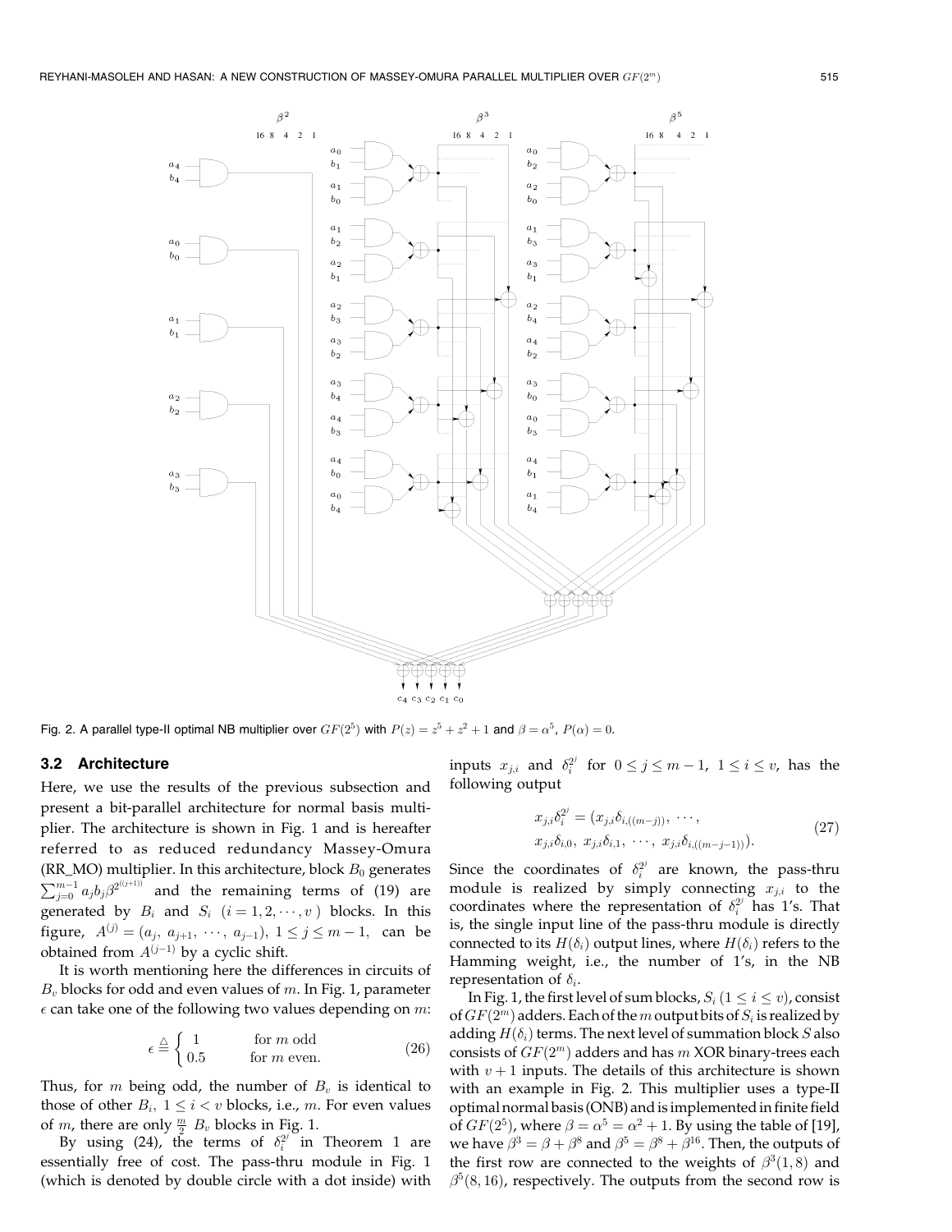Fig. 2. A parallel type-II optimal NB multiplier over $GF(2^5)$ with $P(z) = z^5 + z^2 + 1$ and $\beta = \alpha^5$, $P(\alpha) = 0$.

### 3.2 Architecture

Here, we use the results of the previous subsection and present a bit-parallel architecture for normal basis multiplier. The architecture is shown in Fig. 1 and is hereafter referred to as reduced redundancy Massey-Omura (RR_MO) multiplier. In this architecture, block $B_0$ generates $\sum_{j=0}^{m-1} a_j b_j \beta^{2^{((j+1))}}$ and the remaining terms of (19) are generated by $B_i$ and $S_i$ $(i = 1, 2, \cdots, v)$ blocks. In this figure, $A^{(j)} = (a_j, a_{j+1}, \cdots, a_{j-1})$, $1 \leq j \leq m-1$, can be obtained from $A^{(j-1)}$ by a cyclic shift.

It is worth mentioning here the differences in circuits of $B_v$ blocks for odd and even values of $m$. In Fig. 1, parameter $\epsilon$ can take one of the following two values depending on $m$:

$$\epsilon \triangleq \begin{cases} 1 & \text{for } m \text{ odd} \\ 0.5 & \text{for } m \text{ even.} \end{cases} \tag{26}$$

Thus, for $m$ being odd, the number of $B_v$ is identical to those of other $B_i$, $1 \leq i < v$ blocks, i.e., $m$. For even values of $m$, there are only $\frac{m}{2}$ $B_v$ blocks in Fig. 1.

By using (24), the terms of $\delta_i^{2^j}$ in Theorem 1 are essentially free of cost. The pass-thru module in Fig. 1 (which is denoted by double circle with a dot inside) with inputs $x_{j,i}$ and $\delta_i^{2^j}$ for $0 \leq j \leq m-1$, $1 \leq i \leq v$, has the following output

$$\begin{aligned} &x_{j,i}\delta_i^{2^j} = (x_{j,i}\delta_{i,((m-j))}, \cdots, \\ &x_{j,i}\delta_{i,0}, x_{j,i}\delta_{i,1}, \cdots, x_{j,i}\delta_{i,((m-j-1))}). \end{aligned} \tag{27}$$

Since the coordinates of $\delta_i^{2^j}$ are known, the pass-thru module is realized by simply connecting $x_{j,i}$ to the coordinates where the representation of $\delta_i^{2^j}$ has 1's. That is, the single input line of the pass-thru module is directly connected to its $H(\delta_i)$ output lines, where $H(\delta_i)$ refers to the Hamming weight, i.e., the number of 1's, in the NB representation of $\delta_i$.

In Fig. 1, the first level of sum blocks, $S_i$ $(1 \leq i \leq v)$, consist of $GF(2^m)$ adders. Each of the $m$ output bits of $S_i$ is realized by adding $H(\delta_i)$ terms. The next level of summation block $S$ also consists of $GF(2^m)$ adders and has $m$ XOR binary-trees each with $v+1$ inputs. The details of this architecture is shown with an example in Fig. 2. This multiplier uses a type-II optimal normal basis (ONB) and is implemented in finite field of $GF(2^5)$, where $\beta = \alpha^5 = \alpha^2 + 1$. By using the table of [19], we have $\beta^3 = \beta + \beta^8$ and $\beta^5 = \beta^8 + \beta^{16}$. Then, the outputs of the first row are connected to the weights of $\beta^3(1, 8)$ and $\beta^5(8, 16)$, respectively. The outputs from the second row is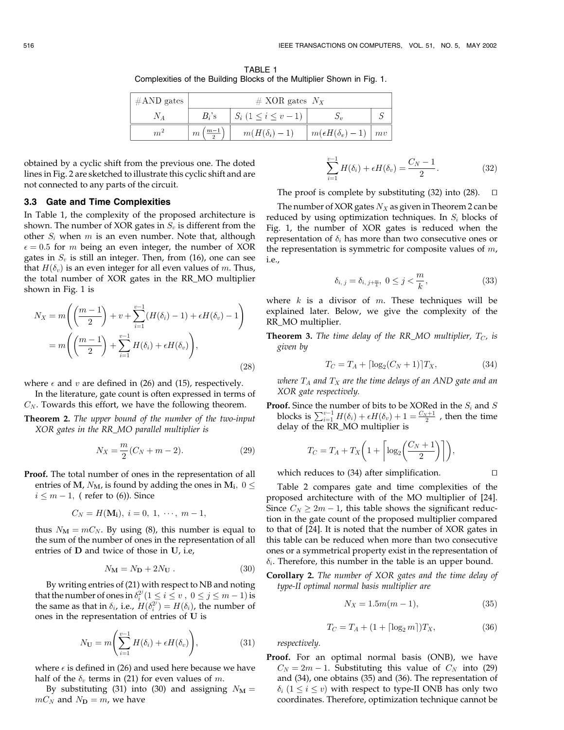TABLE 1
Complexities of the Building Blocks of the Multiplier Shown in Fig. 1.

| #AND gates | # XOR gates $N_X$ | | | |
|---|---|---|---|---|
| $N_A$ | $B_i$'s | $S_i$ $(1 \leq i \leq v-1)$ | $S_v$ | $S$ |
| $m^2$ | $m\left(\frac{m-1}{2}\right)$ | $m(H(\delta_i)-1)$ | $m(\epsilon H(\delta_v)-1)$ | $mv$ |

obtained by a cyclic shift from the previous one. The doted lines in Fig. 2 are sketched to illustrate this cyclic shift and are not connected to any parts of the circuit.

### 3.3 Gate and Time Complexities

In Table 1, the complexity of the proposed architecture is shown. The number of XOR gates in $S_v$ is different from the other $S_i$ when $m$ is an even number. Note that, although $\epsilon = 0.5$ for $m$ being an even integer, the number of XOR gates in $S_v$ is still an integer. Then, from (16), one can see that $H(\delta_v)$ is an even integer for all even values of $m$. Thus, the total number of XOR gates in the RR_MO multiplier shown in Fig. 1 is

$$N_X = m\left(\left(\frac{m-1}{2}\right) + v + \sum_{i=1}^{v-1}(H(\delta_i)-1) + \epsilon H(\delta_v) - 1\right) = m\left(\left(\frac{m-1}{2}\right) + \sum_{i=1}^{v-1}H(\delta_i) + \epsilon H(\delta_v)\right), \tag{28}$$

where $\epsilon$ and $v$ are defined in (26) and (15), respectively.

In the literature, gate count is often expressed in terms of $C_N$. Towards this effort, we have the following theorem.

**Theorem 2.** *The upper bound of the number of the two-input XOR gates in the RR_MO parallel multiplier is*

$$N_X = \frac{m}{2}(C_N + m - 2). \tag{29}$$

**Proof.** The total number of ones in the representation of all entries of $\mathbf{M}$, $N_\mathbf{M}$, is found by adding the ones in $\mathbf{M_i}$, $0 \leq i \leq m-1$, ( refer to (6)). Since

$$C_N = H(\mathbf{M_i}),\ i = 0,\ 1,\ \cdots,\ m-1,$$

thus $N_\mathbf{M} = mC_N$. By using (8), this number is equal to the sum of the number of ones in the representation of all entries of $\mathbf{D}$ and twice of those in $\mathbf{U}$, i.e,

$$N_\mathbf{M} = N_\mathbf{D} + 2N_\mathbf{U}\ . \tag{30}$$

By writing entries of (21) with respect to NB and noting that the number of ones in $\delta_i^{2^j}$ $(1 \leq i \leq v\ ,\ 0 \leq j \leq m-1)$ is the same as that in $\delta_i$, i.e., $H(\delta_i^{2^j}) = H(\delta_i)$, the number of ones in the representation of entries of $\mathbf{U}$ is

$$N_\mathbf{U} = m\left(\sum_{i=1}^{v-1}H(\delta_i) + \epsilon H(\delta_v)\right), \tag{31}$$

where $\epsilon$ is defined in (26) and used here because we have half of the $\delta_v$ terms in (21) for even values of $m$.

By substituting (31) into (30) and assigning $N_\mathbf{M} = mC_N$ and $N_\mathbf{D} = m$, we have

$$\sum_{i=1}^{v-1}H(\delta_i) + \epsilon H(\delta_v) = \frac{C_N - 1}{2}. \tag{32}$$

The proof is complete by substituting (32) into (28). $\square$

The number of XOR gates $N_X$ as given in Theorem 2 can be reduced by using optimization techniques. In $S_i$ blocks of Fig. 1, the number of XOR gates is reduced when the representation of $\delta_i$ has more than two consecutive ones or the representation is symmetric for composite values of $m$, i.e.,

$$\delta_{i,\,j} = \delta_{i,\,j+\frac{m}{k}},\ 0 \leq j < \frac{m}{k}, \tag{33}$$

where $k$ is a divisor of $m$. These techniques will be explained later. Below, we give the complexity of the RR_MO multiplier.

**Theorem 3.** *The time delay of the RR_MO multiplier, $T_C$, is given by*

$$T_C = T_A + \lceil \log_2(C_N + 1)\rceil T_X, \tag{34}$$

*where $T_A$ and $T_X$ are the time delays of an AND gate and an XOR gate respectively.*

**Proof.** Since the number of bits to be XORed in the $S_i$ and $S$ blocks is $\sum_{i=1}^{v-1}H(\delta_i) + \epsilon H(\delta_v) + 1 = \frac{C_N+1}{2}$ , then the time delay of the RR_MO multiplier is

$$T_C = T_A + T_X\left(1 + \left\lceil \log_2\left(\frac{C_N+1}{2}\right)\right\rceil\right),$$

which reduces to (34) after simplification. $\square$

Table 2 compares gate and time complexities of the proposed architecture with of the MO multiplier of [24]. Since $C_N \geq 2m-1$, this table shows the significant reduction in the gate count of the proposed multiplier compared to that of [24]. It is noted that the number of XOR gates in this table can be reduced when more than two consecutive ones or a symmetrical property exist in the representation of $\delta_i$. Therefore, this number in the table is an upper bound.

**Corollary 2.** *The number of XOR gates and the time delay of type-II optimal normal basis multiplier are*

$$N_X = 1.5m(m-1), \tag{35}$$

$$T_C = T_A + (1 + \lceil \log_2 m\rceil)T_X, \tag{36}$$

*respectively.*

**Proof.** For an optimal normal basis (ONB), we have $C_N = 2m-1$. Substituting this value of $C_N$ into (29) and (34), one obtains (35) and (36). The representation of $\delta_i$ $(1 \leq i \leq v)$ with respect to type-II ONB has only two coordinates. Therefore, optimization technique cannot be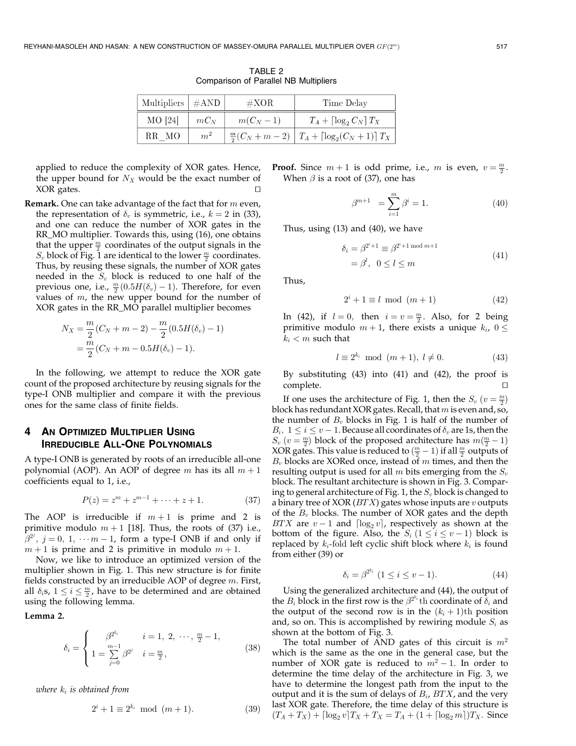TABLE 2
Comparison of Parallel NB Multipliers

| Multipliers | #AND | #XOR | Time Delay |
|---|---|---|---|
| MO [24] | $mC_N$ | $m(C_N - 1)$ | $T_A + \lceil \log_2 C_N \rceil T_X$ |
| RR_MO | $m^2$ | $\frac{m}{2}(C_N + m - 2)$ | $T_A + \lceil \log_2 (C_N + 1) \rceil T_X$ |

applied to reduce the complexity of XOR gates. Hence, the upper bound for $N_X$ would be the exact number of XOR gates. □

**Remark.** One can take advantage of the fact that for $m$ even, the representation of $\delta_v$ is symmetric, i.e., $k = 2$ in (33), and one can reduce the number of XOR gates in the RR_MO multiplier. Towards this, using (16), one obtains that the upper $\frac{m}{2}$ coordinates of the output signals in the $S_v$ block of Fig. 1 are identical to the lower $\frac{m}{2}$ coordinates. Thus, by reusing these signals, the number of XOR gates needed in the $S_v$ block is reduced to one half of the previous one, i.e., $\frac{m}{2}(0.5H(\delta_v) - 1)$. Therefore, for even values of $m$, the new upper bound for the number of XOR gates in the RR_MO parallel multiplier becomes

$$
\begin{aligned}
N_X &= \frac{m}{2}(C_N + m - 2) - \frac{m}{2}(0.5H(\delta_v) - 1) \\
&= \frac{m}{2}(C_N + m - 0.5H(\delta_v) - 1).
\end{aligned}
$$

In the following, we attempt to reduce the XOR gate count of the proposed architecture by reusing signals for the type-I ONB multiplier and compare it with the previous ones for the same class of finite fields.

## 4 An Optimized Multiplier Using Irreducible All-One Polynomials

A type-I ONB is generated by roots of an irreducible all-one polynomial (AOP). An AOP of degree $m$ has its all $m + 1$ coefficients equal to 1, i.e.,

$$
P(z) = z^m + z^{m-1} + \cdots + z + 1. \tag{37}
$$

The AOP is irreducible if $m + 1$ is prime and 2 is primitive modulo $m + 1$ [18]. Thus, the roots of (37) i.e., $\beta^{2^j}$, $j = 0, 1, \cdots m - 1$, form a type-I ONB if and only if $m + 1$ is prime and 2 is primitive in modulo $m + 1$.

Now, we like to introduce an optimized version of the multiplier shown in Fig. 1. This new structure is for finite fields constructed by an irreducible AOP of degree $m$. First, all $\delta_i$s, $1 \le i \le \frac{m}{2}$, have to be determined and are obtained using the following lemma.

**Lemma 2.**

$$
\delta_i = \begin{cases} \beta^{2^{k_i}} & i = 1, 2, \cdots, \frac{m}{2} - 1, \\ 1 = \sum_{j=0}^{m-1} \beta^{2^j} & i = \frac{m}{2}, \end{cases} \tag{38}
$$

*where $k_i$ is obtained from*

$$
2^i + 1 \equiv 2^{k_i} \mod (m + 1). \tag{39}
$$

**Proof.** Since $m + 1$ is odd prime, i.e., $m$ is even, $v = \frac{m}{2}$. When $\beta$ is a root of (37), one has

$$
\beta^{m+1} = \sum_{i=1}^{m} \beta^i = 1. \tag{40}
$$

Thus, using (13) and (40), we have

$$
\begin{aligned}
\delta_i &= \beta^{2^i+1} \equiv \beta^{2^i+1 \bmod m+1} \\
&= \beta^l, \ \ 0 \le l \le m
\end{aligned} \tag{41}
$$

Thus,

$$
2^i + 1 \equiv l \mod (m + 1) \tag{42}
$$

In (42), if $l = 0$, then $i = v = \frac{m}{2}$. Also, for 2 being primitive modulo $m + 1$, there exists a unique $k_i$, $0 \le k_i < m$ such that

$$
l \equiv 2^{k_i} \mod (m + 1), \ l \ne 0. \tag{43}
$$

By substituting (43) into (41) and (42), the proof is complete. □

If one uses the architecture of Fig. 1, then the $S_v$ ($v = \frac{m}{2}$) block has redundant XOR gates. Recall, that $m$ is even and, so, the number of $B_v$ blocks in Fig. 1 is half of the number of $B_i$, $1 \le i \le v - 1$. Because all coordinates of $\delta_v$ are 1s, then the $S_v$ ($v = \frac{m}{2}$) block of the proposed architecture has $m(\frac{m}{2} - 1)$ XOR gates. This value is reduced to $(\frac{m}{2} - 1)$ if all $\frac{m}{2}$ outputs of $B_v$ blocks are XORed once, instead of $m$ times, and then the resulting output is used for all $m$ bits emerging from the $S_v$ block. The resultant architecture is shown in Fig. 3. Comparing to general architecture of Fig. 1, the $S_v$ block is changed to a binary tree of XOR ($BTX$) gates whose inputs are $v$ outputs of the $B_v$ blocks. The number of XOR gates and the depth $BTX$ are $v - 1$ and $\lceil \log_2 v \rceil$, respectively as shown at the bottom of the figure. Also, the $S_i$ ($1 \le i \le v - 1$) block is replaced by $k_i$-fold left cyclic shift block where $k_i$ is found from either (39) or

$$
\delta_i = \beta^{2^{k_i}} \ (1 \le i \le v - 1). \tag{44}
$$

Using the generalized architecture and (44), the output of the $B_i$ block in the first row is the $\beta^{2^{k_i}}$th coordinate of $\delta_i$ and the output of the second row is in the $(k_i + 1)$th position and, so on. This is accomplished by rewiring module $S_i$ as shown at the bottom of Fig. 3.

The total number of AND gates of this circuit is $m^2$ which is the same as the one in the general case, but the number of XOR gate is reduced to $m^2 - 1$. In order to determine the time delay of the architecture in Fig. 3, we have to determine the longest path from the input to the output and it is the sum of delays of $B_i$, $BTX$, and the very last XOR gate. Therefore, the time delay of this structure is $(T_A + T_X) + \lceil \log_2 v \rceil T_X + T_X = T_A + (1 + \lceil \log_2 m \rceil) T_X$. Since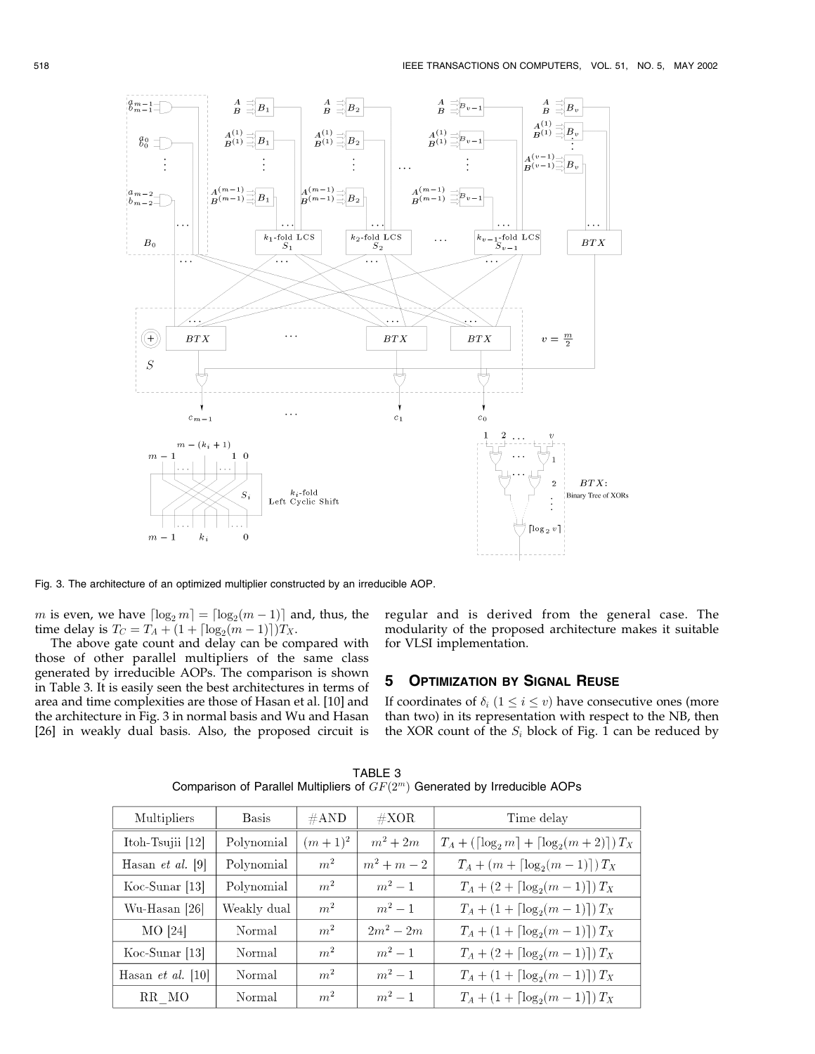Fig. 3. The architecture of an optimized multiplier constructed by an irreducible AOP.

$m$ is even, we have $\lceil \log_2 m \rceil = \lceil \log_2(m-1) \rceil$ and, thus, the time delay is $T_C = T_A + (1 + \lceil \log_2(m-1) \rceil)T_X$.

The above gate count and delay can be compared with those of other parallel multipliers of the same class generated by irreducible AOPs. The comparison is shown in Table 3. It is easily seen the best architectures in terms of area and time complexities are those of Hasan et al. [10] and the architecture in Fig. 3 in normal basis and Wu and Hasan [26] in weakly dual basis. Also, the proposed circuit is regular and is derived from the general case. The modularity of the proposed architecture makes it suitable for VLSI implementation.

## 5 Optimization by Signal Reuse

If coordinates of $\delta_i$ $(1 \leq i \leq v)$ have consecutive ones (more than two) in its representation with respect to the NB, then the XOR count of the $S_i$ block of Fig. 1 can be reduced by

TABLE 3
Comparison of Parallel Multipliers of $GF(2^m)$ Generated by Irreducible AOPs

| Multipliers | Basis | #AND | #XOR | Time delay |
|---|---|---|---|---|
| Itoh-Tsujii [12] | Polynomial | $(m+1)^2$ | $m^2+2m$ | $T_A + (\lceil \log_2 m \rceil + \lceil \log_2(m+2) \rceil)\, T_X$ |
| Hasan *et al.* [9] | Polynomial | $m^2$ | $m^2+m-2$ | $T_A + (m + \lceil \log_2(m-1) \rceil)\, T_X$ |
| Koc-Sunar [13] | Polynomial | $m^2$ | $m^2-1$ | $T_A + (2 + \lceil \log_2(m-1) \rceil)\, T_X$ |
| Wu-Hasan [26] | Weakly dual | $m^2$ | $m^2-1$ | $T_A + (1 + \lceil \log_2(m-1) \rceil)\, T_X$ |
| MO [24] | Normal | $m^2$ | $2m^2-2m$ | $T_A + (1 + \lceil \log_2(m-1) \rceil)\, T_X$ |
| Koc-Sunar [13] | Normal | $m^2$ | $m^2-1$ | $T_A + (2 + \lceil \log_2(m-1) \rceil)\, T_X$ |
| Hasan *et al.* [10] | Normal | $m^2$ | $m^2-1$ | $T_A + (1 + \lceil \log_2(m-1) \rceil)\, T_X$ |
| RR_MO | Normal | $m^2$ | $m^2-1$ | $T_A + (1 + \lceil \log_2(m-1) \rceil)\, T_X$ |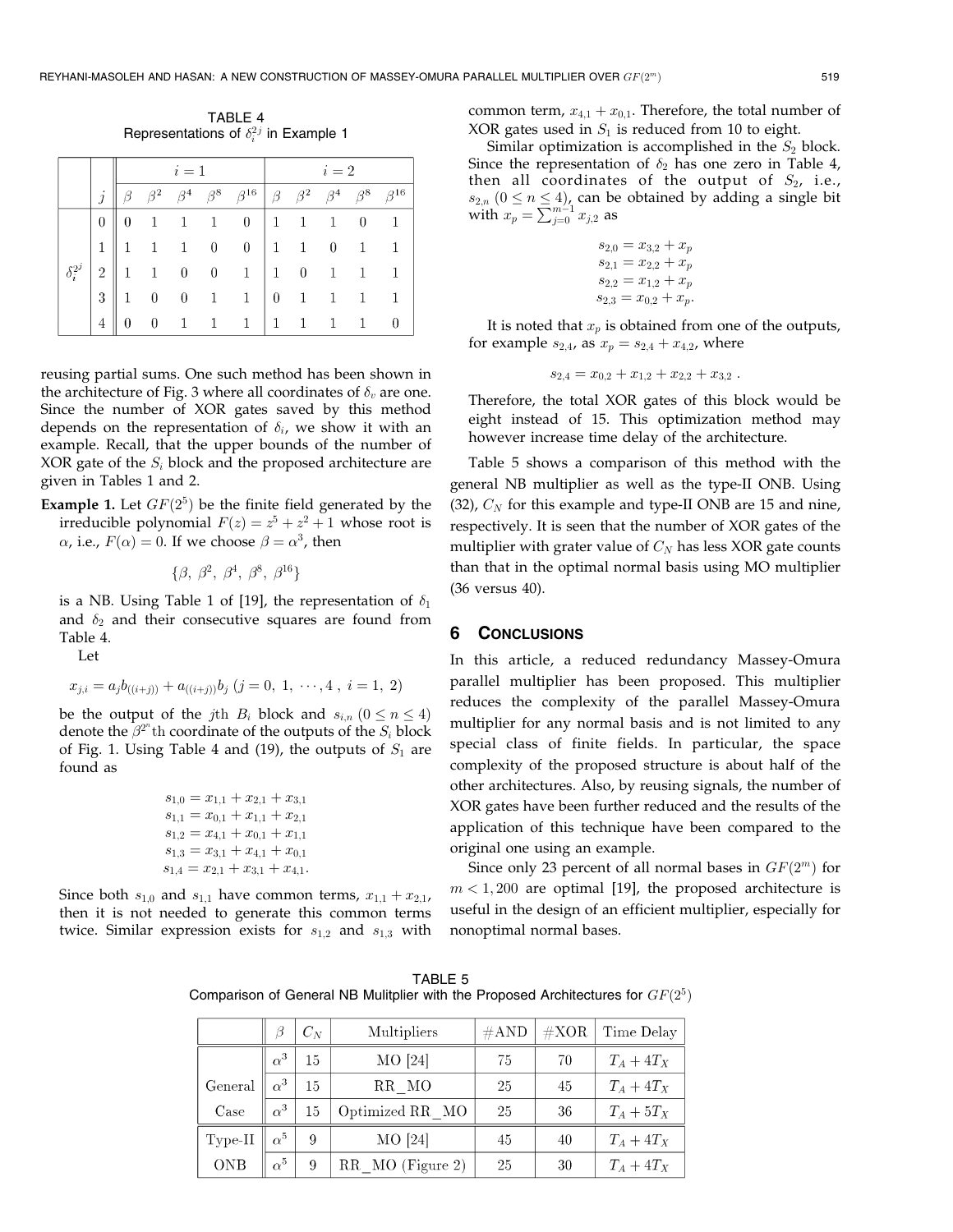TABLE 4
Representations of $\delta_i^{2^j}$ in Example 1

| | $j$ | $i=1$ | | | | | $i=2$ | | | | |
|---|---|---|---|---|---|---|---|---|---|---|---|
| | | $\beta$ | $\beta^2$ | $\beta^4$ | $\beta^8$ | $\beta^{16}$ | $\beta$ | $\beta^2$ | $\beta^4$ | $\beta^8$ | $\beta^{16}$ |
| $\delta_i^{2^j}$ | 0 | 0 | 1 | 1 | 1 | 0 | 1 | 1 | 1 | 0 | 1 |
| | 1 | 1 | 1 | 1 | 0 | 0 | 1 | 1 | 0 | 1 | 1 |
| | 2 | 1 | 1 | 0 | 0 | 1 | 1 | 0 | 1 | 1 | 1 |
| | 3 | 1 | 0 | 0 | 1 | 1 | 0 | 1 | 1 | 1 | 1 |
| | 4 | 0 | 0 | 1 | 1 | 1 | 1 | 1 | 1 | 1 | 0 |

reusing partial sums. One such method has been shown in the architecture of Fig. 3 where all coordinates of $\delta_v$ are one. Since the number of XOR gates saved by this method depends on the representation of $\delta_i$, we show it with an example. Recall, that the upper bounds of the number of XOR gate of the $S_i$ block and the proposed architecture are given in Tables 1 and 2.

**Example 1.** Let $GF(2^5)$ be the finite field generated by the irreducible polynomial $F(z) = z^5 + z^2 + 1$ whose root is $\alpha$, i.e., $F(\alpha) = 0$. If we choose $\beta = \alpha^3$, then

$$\{\beta,\ \beta^2,\ \beta^4,\ \beta^8,\ \beta^{16}\}$$

is a NB. Using Table 1 of [19], the representation of $\delta_1$ and $\delta_2$ and their consecutive squares are found from Table 4.

Let

$$x_{j,i} = a_j b_{((i+j))} + a_{((i+j))} b_j \ (j = 0,\ 1,\ \cdots, 4\ ,\ i = 1,\ 2)$$

be the output of the $j$th $B_i$ block and $s_{i,n}$ $(0 \leq n \leq 4)$ denote the $\beta^{2^n}$th coordinate of the outputs of the $S_i$ block of Fig. 1. Using Table 4 and (19), the outputs of $S_1$ are found as

$$\begin{aligned}
s_{1,0} &= x_{1,1} + x_{2,1} + x_{3,1} \\
s_{1,1} &= x_{0,1} + x_{1,1} + x_{2,1} \\
s_{1,2} &= x_{4,1} + x_{0,1} + x_{1,1} \\
s_{1,3} &= x_{3,1} + x_{4,1} + x_{0,1} \\
s_{1,4} &= x_{2,1} + x_{3,1} + x_{4,1}.
\end{aligned}$$

Since both $s_{1,0}$ and $s_{1,1}$ have common terms, $x_{1,1} + x_{2,1}$, then it is not needed to generate this common terms twice. Similar expression exists for $s_{1,2}$ and $s_{1,3}$ with common term, $x_{4,1} + x_{0,1}$. Therefore, the total number of XOR gates used in $S_1$ is reduced from 10 to eight.

Similar optimization is accomplished in the $S_2$ block. Since the representation of $\delta_2$ has one zero in Table 4, then all coordinates of the output of $S_2$, i.e., $s_{2,n}$ $(0 \leq n \leq 4)$, can be obtained by adding a single bit with $x_p = \sum_{j=0}^{m-1} x_{j,2}$ as

$$\begin{aligned}
s_{2,0} &= x_{3,2} + x_p \\
s_{2,1} &= x_{2,2} + x_p \\
s_{2,2} &= x_{1,2} + x_p \\
s_{2,3} &= x_{0,2} + x_p.
\end{aligned}$$

It is noted that $x_p$ is obtained from one of the outputs, for example $s_{2,4}$, as $x_p = s_{2,4} + x_{4,2}$, where

$$s_{2,4} = x_{0,2} + x_{1,2} + x_{2,2} + x_{3,2}\ .$$

Therefore, the total XOR gates of this block would be eight instead of 15. This optimization method may however increase time delay of the architecture.

Table 5 shows a comparison of this method with the general NB multiplier as well as the type-II ONB. Using (32), $C_N$ for this example and type-II ONB are 15 and nine, respectively. It is seen that the number of XOR gates of the multiplier with grater value of $C_N$ has less XOR gate counts than that in the optimal normal basis using MO multiplier (36 versus 40).

## 6 Conclusions

In this article, a reduced redundancy Massey-Omura parallel multiplier has been proposed. This multiplier reduces the complexity of the parallel Massey-Omura multiplier for any normal basis and is not limited to any special class of finite fields. In particular, the space complexity of the proposed structure is about half of the other architectures. Also, by reusing signals, the number of XOR gates have been further reduced and the results of the application of this technique have been compared to the original one using an example.

Since only 23 percent of all normal bases in $GF(2^m)$ for $m < 1,200$ are optimal [19], the proposed architecture is useful in the design of an efficient multiplier, especially for nonoptimal normal bases.

TABLE 5
Comparison of General NB Mulitplier with the Proposed Architectures for $GF(2^5)$

| | $\beta$ | $C_N$ | Multipliers | #AND | #XOR | Time Delay |
|---|---|---|---|---|---|---|
| General Case | $\alpha^3$ | 15 | MO [24] | 75 | 70 | $T_A + 4T_X$ |
| | $\alpha^3$ | 15 | RR_MO | 25 | 45 | $T_A + 4T_X$ |
| | $\alpha^3$ | 15 | Optimized RR_MO | 25 | 36 | $T_A + 5T_X$ |
| Type-II ONB | $\alpha^5$ | 9 | MO [24] | 45 | 40 | $T_A + 4T_X$ |
| | $\alpha^5$ | 9 | RR_MO (Figure 2) | 25 | 30 | $T_A + 4T_X$ |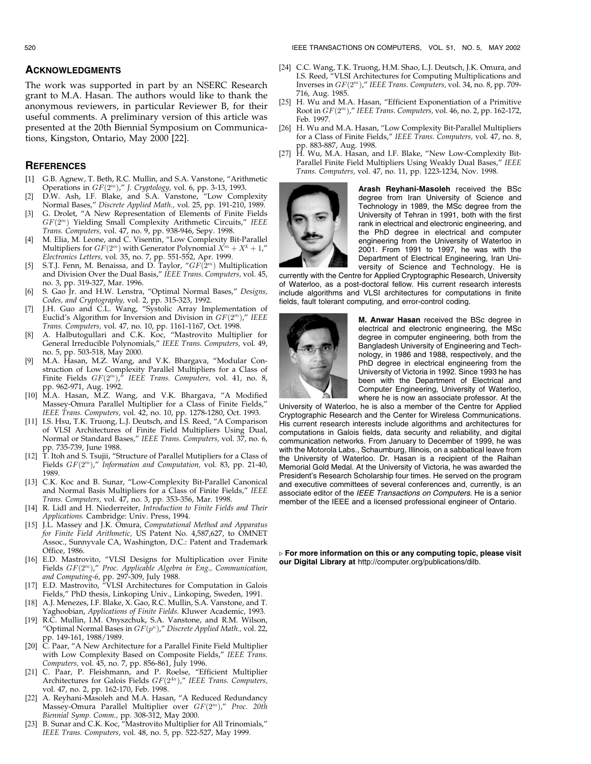## ACKNOWLEDGMENTS

The work was supported in part by an NSERC Research grant to M.A. Hasan. The authors would like to thank the anonymous reviewers, in particular Reviewer B, for their useful comments. A preliminary version of this article was presented at the 20th Biennial Symposium on Communications, Kingston, Ontario, May 2000 [22].

## REFERENCES

[1] G.B. Agnew, T. Beth, R.C. Mullin, and S.A. Vanstone, "Arithmetic Operations in $GF(2^m)$," *J. Cryptology,* vol. 6, pp. 3-13, 1993.

[2] D.W. Ash, I.F. Blake, and S.A. Vanstone, "Low Complexity Normal Bases," *Discrete Applied Math.,* vol. 25, pp. 191-210, 1989.

[3] G. Drolet, "A New Representation of Elements of Finite Fields $GF(2^m)$ Yielding Small Complexity Arithmetic Circuits," *IEEE Trans. Computers,* vol. 47, no. 9, pp. 938-946, Sepy. 1998.

[4] M. Elia, M. Leone, and C. Visentin, "Low Complexity Bit-Parallel Multipliers for $GF(2^m)$ with Generator Polynomial $X^m + X^k + 1$," *Electronics Letters,* vol. 35, no. 7, pp. 551-552, Apr. 1999.

[5] S.T.J. Fenn, M. Benaissa, and D. Taylor, "$GF(2^m)$ Multiplication and Division Over the Dual Basis," *IEEE Trans. Computers,* vol. 45, no. 3, pp. 319-327, Mar. 1996.

[6] S. Gao Jr. and H.W. Lenstra, "Optimal Normal Bases," *Designs, Codes, and Cryptography,* vol. 2, pp. 315-323, 1992.

[7] J.H. Guo and C.L. Wang, "Systolic Array Implementation of Euclid's Algorithm for Inversion and Division in $GF(2^m)$," *IEEE Trans. Computers,* vol. 47, no. 10, pp. 1161-1167, Oct. 1998.

[8] A. Halbutogullari and C.K. Koc, "Mastrovito Multiplier for General Irreducible Polynomials," *IEEE Trans. Computers,* vol. 49, no. 5, pp. 503-518, May 2000.

[9] M.A. Hasan, M.Z. Wang, and V.K. Bhargava, "Modular Construction of Low Complexity Parallel Multipliers for a Class of Finite Fields $GF(2^m)$," *IEEE Trans. Computers,* vol. 41, no. 8, pp. 962-971, Aug. 1992.

[10] M.A. Hasan, M.Z. Wang, and V.K. Bhargava, "A Modified Massey-Omura Parallel Multiplier for a Class of Finite Fields," *IEEE Trans. Computers,* vol. 42, no. 10, pp. 1278-1280, Oct. 1993.

[11] I.S. Hsu, T.K. Truong, L.J. Deutsch, and I.S. Reed, "A Comparison of VLSI Architectures of Finite Field Multipliers Using Dual, Normal or Standard Bases," *IEEE Trans. Computers,* vol. 37, no. 6, pp. 735-739, June 1988.

[12] T. Itoh and S. Tsujii, "Structure of Parallel Mutipliers for a Class of Fields $GF(2^m)$," *Information and Computation,* vol. 83, pp. 21-40, 1989.

[13] C.K. Koc and B. Sunar, "Low-Complexity Bit-Parallel Canonical and Normal Basis Multipliers for a Class of Finite Fields," *IEEE Trans. Computers,* vol. 47, no. 3, pp. 353-356, Mar. 1998.

[14] R. Lidl and H. Niederreiter, *Introduction to Finite Fields and Their Applications.* Cambridge: Univ. Press, 1994.

[15] J.L. Massey and J.K. Omura, *Computational Method and Apparatus for Finite Field Arithmetic,* US Patent No. 4,587,627, to OMNET Assoc., Sunnyvale CA, Washington, D.C.: Patent and Trademark Office, 1986.

[16] E.D. Mastrovito, "VLSI Designs for Multiplication over Finite Fields $GF(2^m)$," *Proc. Applicable Algebra in Eng., Communication, and Computing-6,* pp. 297-309, July 1988.

[17] E.D. Mastrovito, "VLSI Architectures for Computation in Galois Fields," PhD thesis, Linkoping Univ., Linkoping, Sweden, 1991.

[18] A.J. Menezes, I.F. Blake, X. Gao, R.C. Mullin, S.A. Vanstone, and T. Yaghoobian, *Applications of Finite Fields.* Kluwer Academic, 1993.

[19] R.C. Mullin, I.M. Onyszchuk, S.A. Vanstone, and R.M. Wilson, "Optimal Normal Bases in $GF(p^n)$," *Discrete Applied Math.,* vol. 22, pp. 149-161, 1988/1989.

[20] C. Paar, "A New Architecture for a Parallel Finite Field Multiplier with Low Complexity Based on Composite Fields," *IEEE Trans. Computers,* vol. 45, no. 7, pp. 856-861, July 1996.

[21] C. Paar, P. Fleishmann, and P. Roelse, "Efficient Multiplier Architectures for Galois Fields $GF(2^{4n})$," *IEEE Trans. Computers,* vol. 47, no. 2, pp. 162-170, Feb. 1998.

[22] A. Reyhani-Masoleh and M.A. Hasan, "A Reduced Redundancy Massey-Omura Parallel Multiplier over $GF(2^m)$," *Proc. 20th Biennial Symp. Comm.,* pp. 308-312, May 2000.

[23] B. Sunar and C.K. Koc, "Mastrovito Multiplier for All Trinomials," *IEEE Trans. Computers,* vol. 48, no. 5, pp. 522-527, May 1999.

[24] C.C. Wang, T.K. Truong, H.M. Shao, L.J. Deutsch, J.K. Omura, and I.S. Reed, "VLSI Architectures for Computing Multiplications and Inverses in $GF(2^m)$," *IEEE Trans. Computers,* vol. 34, no. 8, pp. 709-716, Aug. 1985.

[25] H. Wu and M.A. Hasan, "Efficient Exponentiation of a Primitive Root in $GF(2^m)$," *IEEE Trans. Computers,* vol. 46, no. 2, pp. 162-172, Feb. 1997.

[26] H. Wu and M.A. Hasan, "Low Complexity Bit-Parallel Multipliers for a Class of Finite Fields," *IEEE Trans. Computers,* vol. 47, no. 8, pp. 883-887, Aug. 1998.

[27] H. Wu, M.A. Hasan, and I.F. Blake, "New Low-Complexity Bit-Parallel Finite Field Multipliers Using Weakly Dual Bases," *IEEE Trans. Computers,* vol. 47, no. 11, pp. 1223-1234, Nov. 1998.

**Arash Reyhani-Masoleh** received the BSc degree from Iran University of Science and Technology in 1989, the MSc degree from the University of Tehran in 1991, both with the first rank in electrical and electronic engineering, and the PhD degree in electrical and computer engineering from the University of Waterloo in 2001. From 1991 to 1997, he was with the Department of Electrical Engineering, Iran University of Science and Technology. He is currently with the Centre for Applied Cryptographic Research, University of Waterloo, as a post-doctoral fellow. His current research interests include algorithms and VLSI architectures for computations in finite fields, fault tolerant computing, and error-control coding.

**M. Anwar Hasan** received the BSc degree in electrical and electronic engineering, the MSc degree in computer engineering, both from the Bangladesh University of Engineering and Technology, in 1986 and 1988, respectively, and the PhD degree in electrical engineering from the University of Victoria in 1992. Since 1993 he has been with the Department of Electrical and Computer Engineering, University of Waterloo, where he is now an associate professor. At the University of Waterloo, he is also a member of the Centre for Applied Cryptographic Research and the Center for Wireless Communications. His current research interests include algorithms and architectures for computations in Galois fields, data security and reliability, and digital communication networks. From January to December of 1999, he was with the Motorola Labs., Schaumburg, Illinois, on a sabbatical leave from the University of Waterloo. Dr. Hasan is a recipient of the Raihan Memorial Gold Medal. At the University of Victoria, he was awarded the President's Research Scholarship four times. He served on the program and executive committees of several conferences and, currently, is an associate editor of the *IEEE Transactions on Computers.* He is a senior member of the IEEE and a licensed professional engineer of Ontario.

▷ **For more information on this or any computing topic, please visit our Digital Library at** http://computer.org/publications/dlib.